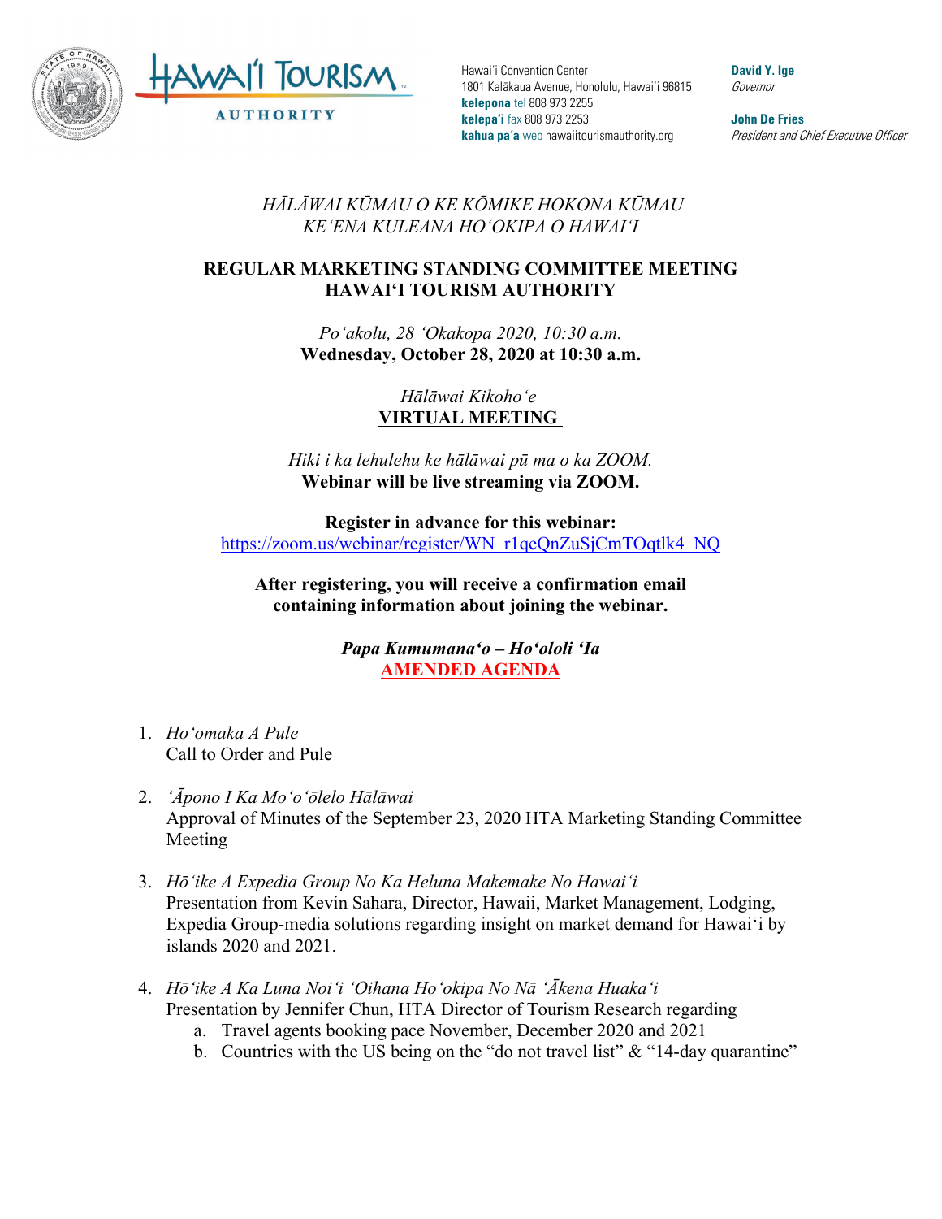HAWAIʻI TOURISM AUTHORITY

Hawaiʻi Convention Center
1801 Kalākaua Avenue, Honolulu, Hawaiʻi 96815
**kelepona** tel 808 973 2255
**kelepaʻi** fax 808 973 2253
**kahua paʻa** web hawaiitourismauthority.org

**David Y. Ige**
*Governor*

**John De Fries**
*President and Chief Executive Officer*

*HĀLĀWAI KŪMAU O KE KŌMIKE HOKONA KŪMAU*
*KEʻENA KULEANA HOʻOKIPA O HAWAIʻI*

**REGULAR MARKETING STANDING COMMITTEE MEETING**
**HAWAIʻI TOURISM AUTHORITY**

*Poʻakolu, 28 ʻOkakopa 2020, 10:30 a.m.*
**Wednesday, October 28, 2020 at 10:30 a.m.**

*Hālāwai Kikohoʻe*
**VIRTUAL MEETING**

*Hiki i ka lehulehu ke hālāwai pū ma o ka ZOOM.*
**Webinar will be live streaming via ZOOM.**

**Register in advance for this webinar:**
https://zoom.us/webinar/register/WN_r1qeQnZuSjCmTOqtlk4_NQ

**After registering, you will receive a confirmation email containing information about joining the webinar.**

***Papa Kumumanaʻo – Hoʻololi ʻIa***
**AMENDED AGENDA**

1. *Hoʻomaka A Pule*
   Call to Order and Pule

2. *ʻĀpono I Ka Moʻoʻōlelo Hālāwai*
   Approval of Minutes of the September 23, 2020 HTA Marketing Standing Committee Meeting

3. *Hōʻike A Expedia Group No Ka Heluna Makemake No Hawaiʻi*
   Presentation from Kevin Sahara, Director, Hawaii, Market Management, Lodging, Expedia Group-media solutions regarding insight on market demand for Hawaiʻi by islands 2020 and 2021.

4. *Hōʻike A Ka Luna Noiʻi ʻOihana Hoʻokipa No Nā ʻĀkena Huakaʻi*
   Presentation by Jennifer Chun, HTA Director of Tourism Research regarding
   a. Travel agents booking pace November, December 2020 and 2021
   b. Countries with the US being on the "do not travel list" & "14-day quarantine"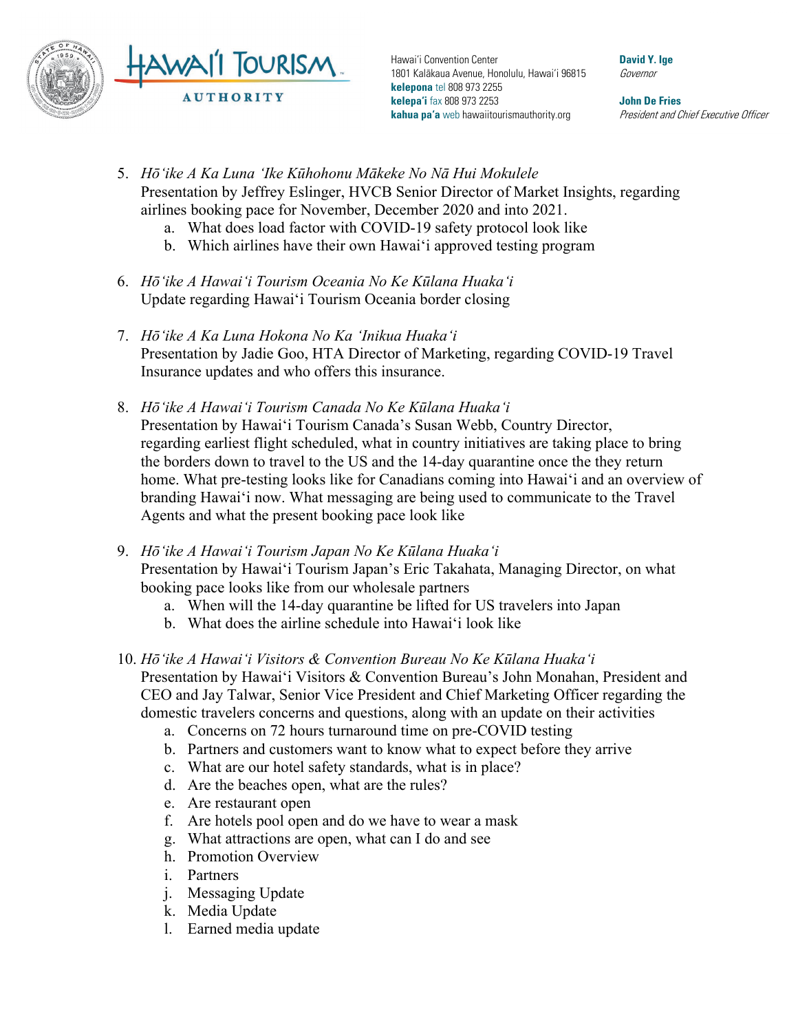5. *Hōʻike A Ka Luna ʻIke Kūhohonu Mākeke No Nā Hui Mokulele*
   Presentation by Jeffrey Eslinger, HVCB Senior Director of Market Insights, regarding airlines booking pace for November, December 2020 and into 2021.
   a. What does load factor with COVID-19 safety protocol look like
   b. Which airlines have their own Hawaiʻi approved testing program

6. *Hōʻike A Hawaiʻi Tourism Oceania No Ke Kūlana Huakaʻi*
   Update regarding Hawaiʻi Tourism Oceania border closing

7. *Hōʻike A Ka Luna Hokona No Ka ʻInikua Huakaʻi*
   Presentation by Jadie Goo, HTA Director of Marketing, regarding COVID-19 Travel Insurance updates and who offers this insurance.

8. *Hōʻike A Hawaiʻi Tourism Canada No Ke Kūlana Huakaʻi*
   Presentation by Hawaiʻi Tourism Canada's Susan Webb, Country Director, regarding earliest flight scheduled, what in country initiatives are taking place to bring the borders down to travel to the US and the 14-day quarantine once the they return home. What pre-testing looks like for Canadians coming into Hawaiʻi and an overview of branding Hawaiʻi now. What messaging are being used to communicate to the Travel Agents and what the present booking pace look like

9. *Hōʻike A Hawaiʻi Tourism Japan No Ke Kūlana Huakaʻi*
   Presentation by Hawaiʻi Tourism Japan's Eric Takahata, Managing Director, on what booking pace looks like from our wholesale partners
   a. When will the 14-day quarantine be lifted for US travelers into Japan
   b. What does the airline schedule into Hawaiʻi look like

10. *Hōʻike A Hawaiʻi Visitors & Convention Bureau No Ke Kūlana Huakaʻi*
    Presentation by Hawaiʻi Visitors & Convention Bureau's John Monahan, President and CEO and Jay Talwar, Senior Vice President and Chief Marketing Officer regarding the domestic travelers concerns and questions, along with an update on their activities
    a. Concerns on 72 hours turnaround time on pre-COVID testing
    b. Partners and customers want to know what to expect before they arrive
    c. What are our hotel safety standards, what is in place?
    d. Are the beaches open, what are the rules?
    e. Are restaurant open
    f. Are hotels pool open and do we have to wear a mask
    g. What attractions are open, what can I do and see
    h. Promotion Overview
    i. Partners
    j. Messaging Update
    k. Media Update
    l. Earned media update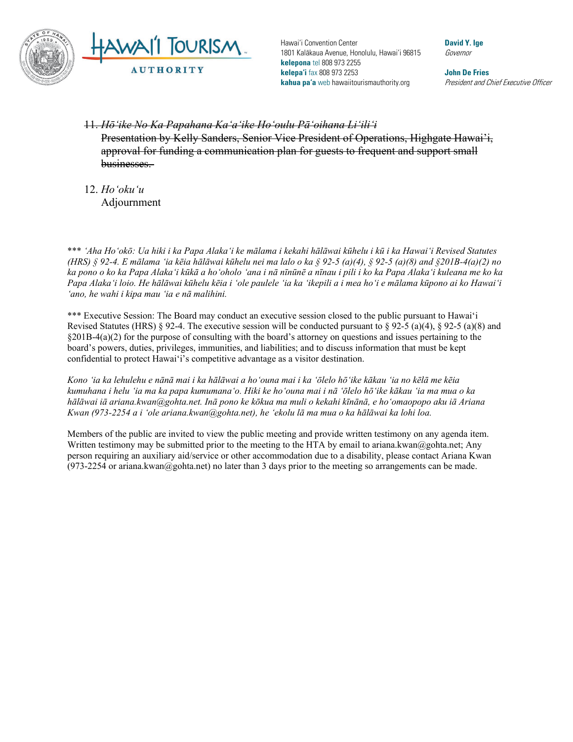Hawaiʻi Convention Center
1801 Kalākaua Avenue, Honolulu, Hawaiʻi 96815
**kelepona** tel 808 973 2255
**kelepaʻi** fax 808 973 2253
**kahua paʻa** web hawaiitourismauthority.org

**David Y. Ige**
*Governor*

**John De Fries**
*President and Chief Executive Officer*

11. ~~*Hōʻike No Ka Papahana Kaʻaʻike Hoʻoulu Pāʻoihana Liʻiliʻi*~~
    ~~Presentation by Kelly Sanders, Senior Vice President of Operations, Highgate Hawaiʻi, approval for funding a communication plan for guests to frequent and support small businesses.~~

12. *Hoʻokuʻu*
    Adjournment

*\*\*\* ʻAha Hoʻokō: Ua hiki i ka Papa Alakaʻi ke mālama i kekahi hālāwai kūhelu i kū i ka Hawaiʻi Revised Statutes (HRS) § 92-4. E mālama ʻia kēia hālāwai kūhelu nei ma lalo o ka § 92-5 (a)(4), § 92-5 (a)(8) and §201B-4(a)(2) no ka pono o ko ka Papa Alakaʻi kūkā a hoʻoholo ʻana i nā nīnūnē a nīnau i pili i ko ka Papa Alakaʻi kuleana me ko ka Papa Alakaʻi loio. He hālāwai kūhelu kēia i ʻole paulele ʻia ka ʻikepili a i mea hoʻi e mālama kūpono ai ko Hawaiʻi ʻano, he wahi i kipa mau ʻia e nā malihini.*

\*\*\* Executive Session: The Board may conduct an executive session closed to the public pursuant to Hawaiʻi Revised Statutes (HRS) § 92-4. The executive session will be conducted pursuant to § 92-5 (a)(4), § 92-5 (a)(8) and §201B-4(a)(2) for the purpose of consulting with the board's attorney on questions and issues pertaining to the board's powers, duties, privileges, immunities, and liabilities; and to discuss information that must be kept confidential to protect Hawaiʻi's competitive advantage as a visitor destination.

*Kono ʻia ka lehulehu e nānā mai i ka hālāwai a hoʻouna mai i ka ʻōlelo hōʻike kākau ʻia no kēlā me kēia kumuhana i helu ʻia ma ka papa kumumanaʻo. Hiki ke hoʻouna mai i nā ʻōlelo hōʻike kākau ʻia ma mua o ka hālāwai iā ariana.kwan@gohta.net. Inā pono ke kōkua ma muli o kekahi kīnānā, e hoʻomaopopo aku iā Ariana Kwan (973-2254 a i ʻole ariana.kwan@gohta.net), he ʻekolu lā ma mua o ka hālāwai ka lohi loa.*

Members of the public are invited to view the public meeting and provide written testimony on any agenda item. Written testimony may be submitted prior to the meeting to the HTA by email to ariana.kwan@gohta.net; Any person requiring an auxiliary aid/service or other accommodation due to a disability, please contact Ariana Kwan (973-2254 or ariana.kwan@gohta.net) no later than 3 days prior to the meeting so arrangements can be made.